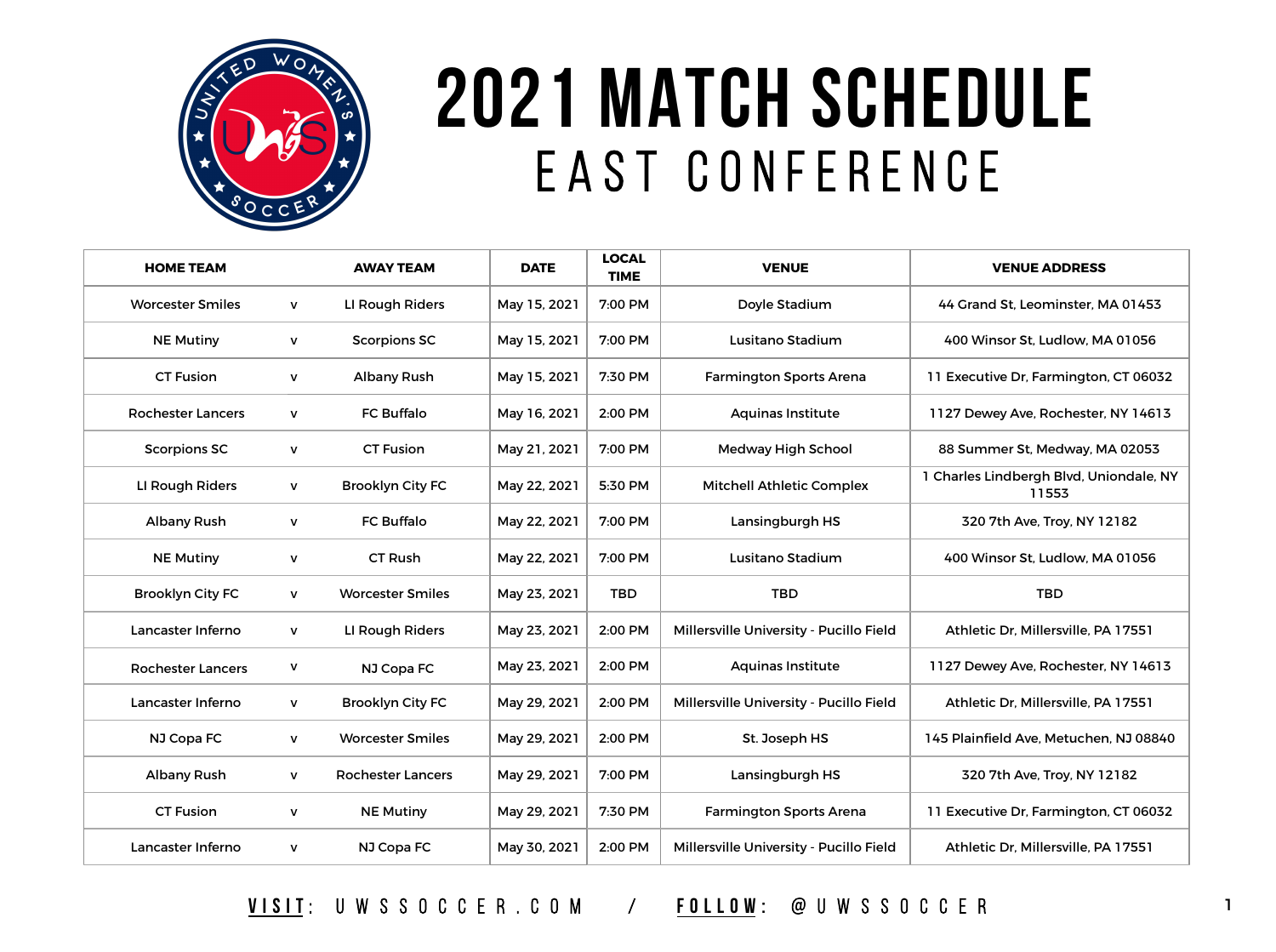# 2021 MATCH SCHEDULE

## EAST CONFERENCE

| HOME TEAM | | AWAY TEAM | DATE | LOCAL TIME | VENUE | VENUE ADDRESS |
|---|---|---|---|---|---|---|
| Worcester Smiles | v | LI Rough Riders | May 15, 2021 | 7:00 PM | Doyle Stadium | 44 Grand St, Leominster, MA 01453 |
| NE Mutiny | v | Scorpions SC | May 15, 2021 | 7:00 PM | Lusitano Stadium | 400 Winsor St, Ludlow, MA 01056 |
| CT Fusion | v | Albany Rush | May 15, 2021 | 7:30 PM | Farmington Sports Arena | 11 Executive Dr, Farmington, CT 06032 |
| Rochester Lancers | v | FC Buffalo | May 16, 2021 | 2:00 PM | Aquinas Institute | 1127 Dewey Ave, Rochester, NY 14613 |
| Scorpions SC | v | CT Fusion | May 21, 2021 | 7:00 PM | Medway High School | 88 Summer St, Medway, MA 02053 |
| LI Rough Riders | v | Brooklyn City FC | May 22, 2021 | 5:30 PM | Mitchell Athletic Complex | 1 Charles Lindbergh Blvd, Uniondale, NY 11553 |
| Albany Rush | v | FC Buffalo | May 22, 2021 | 7:00 PM | Lansingburgh HS | 320 7th Ave, Troy, NY 12182 |
| NE Mutiny | v | CT Rush | May 22, 2021 | 7:00 PM | Lusitano Stadium | 400 Winsor St, Ludlow, MA 01056 |
| Brooklyn City FC | v | Worcester Smiles | May 23, 2021 | TBD | TBD | TBD |
| Lancaster Inferno | v | LI Rough Riders | May 23, 2021 | 2:00 PM | Millersville University - Pucillo Field | Athletic Dr, Millersville, PA 17551 |
| Rochester Lancers | v | NJ Copa FC | May 23, 2021 | 2:00 PM | Aquinas Institute | 1127 Dewey Ave, Rochester, NY 14613 |
| Lancaster Inferno | v | Brooklyn City FC | May 29, 2021 | 2:00 PM | Millersville University - Pucillo Field | Athletic Dr, Millersville, PA 17551 |
| NJ Copa FC | v | Worcester Smiles | May 29, 2021 | 2:00 PM | St. Joseph HS | 145 Plainfield Ave, Metuchen, NJ 08840 |
| Albany Rush | v | Rochester Lancers | May 29, 2021 | 7:00 PM | Lansingburgh HS | 320 7th Ave, Troy, NY 12182 |
| CT Fusion | v | NE Mutiny | May 29, 2021 | 7:30 PM | Farmington Sports Arena | 11 Executive Dr, Farmington, CT 06032 |
| Lancaster Inferno | v | NJ Copa FC | May 30, 2021 | 2:00 PM | Millersville University - Pucillo Field | Athletic Dr, Millersville, PA 17551 |

**VISIT**: UWSSOCCER.COM / **FOLLOW**: @UWSSOCCER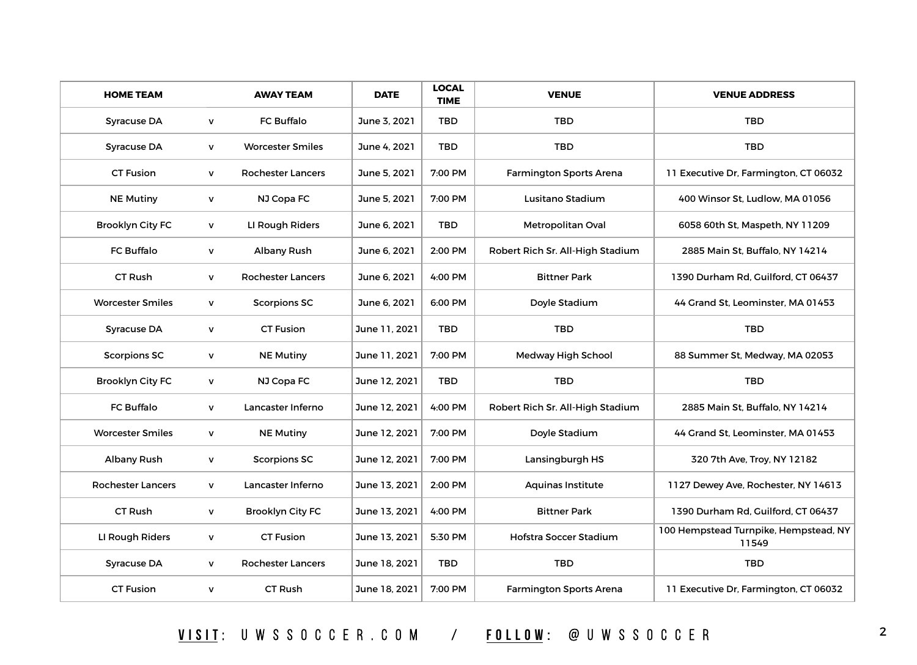| HOME TEAM | | AWAY TEAM | DATE | LOCAL TIME | VENUE | VENUE ADDRESS |
|---|---|---|---|---|---|---|
| Syracuse DA | v | FC Buffalo | June 3, 2021 | TBD | TBD | TBD |
| Syracuse DA | v | Worcester Smiles | June 4, 2021 | TBD | TBD | TBD |
| CT Fusion | v | Rochester Lancers | June 5, 2021 | 7:00 PM | Farmington Sports Arena | 11 Executive Dr, Farmington, CT 06032 |
| NE Mutiny | v | NJ Copa FC | June 5, 2021 | 7:00 PM | Lusitano Stadium | 400 Winsor St, Ludlow, MA 01056 |
| Brooklyn City FC | v | LI Rough Riders | June 6, 2021 | TBD | Metropolitan Oval | 6058 60th St, Maspeth, NY 11209 |
| FC Buffalo | v | Albany Rush | June 6, 2021 | 2:00 PM | Robert Rich Sr. All-High Stadium | 2885 Main St, Buffalo, NY 14214 |
| CT Rush | v | Rochester Lancers | June 6, 2021 | 4:00 PM | Bittner Park | 1390 Durham Rd, Guilford, CT 06437 |
| Worcester Smiles | v | Scorpions SC | June 6, 2021 | 6:00 PM | Doyle Stadium | 44 Grand St, Leominster, MA 01453 |
| Syracuse DA | v | CT Fusion | June 11, 2021 | TBD | TBD | TBD |
| Scorpions SC | v | NE Mutiny | June 11, 2021 | 7:00 PM | Medway High School | 88 Summer St, Medway, MA 02053 |
| Brooklyn City FC | v | NJ Copa FC | June 12, 2021 | TBD | TBD | TBD |
| FC Buffalo | v | Lancaster Inferno | June 12, 2021 | 4:00 PM | Robert Rich Sr. All-High Stadium | 2885 Main St, Buffalo, NY 14214 |
| Worcester Smiles | v | NE Mutiny | June 12, 2021 | 7:00 PM | Doyle Stadium | 44 Grand St, Leominster, MA 01453 |
| Albany Rush | v | Scorpions SC | June 12, 2021 | 7:00 PM | Lansingburgh HS | 320 7th Ave, Troy, NY 12182 |
| Rochester Lancers | v | Lancaster Inferno | June 13, 2021 | 2:00 PM | Aquinas Institute | 1127 Dewey Ave, Rochester, NY 14613 |
| CT Rush | v | Brooklyn City FC | June 13, 2021 | 4:00 PM | Bittner Park | 1390 Durham Rd, Guilford, CT 06437 |
| LI Rough Riders | v | CT Fusion | June 13, 2021 | 5:30 PM | Hofstra Soccer Stadium | 100 Hempstead Turnpike, Hempstead, NY 11549 |
| Syracuse DA | v | Rochester Lancers | June 18, 2021 | TBD | TBD | TBD |
| CT Fusion | v | CT Rush | June 18, 2021 | 7:00 PM | Farmington Sports Arena | 11 Executive Dr, Farmington, CT 06032 |

**VISIT**: UWSSOCCER.COM / **FOLLOW**: @UWSSOCCER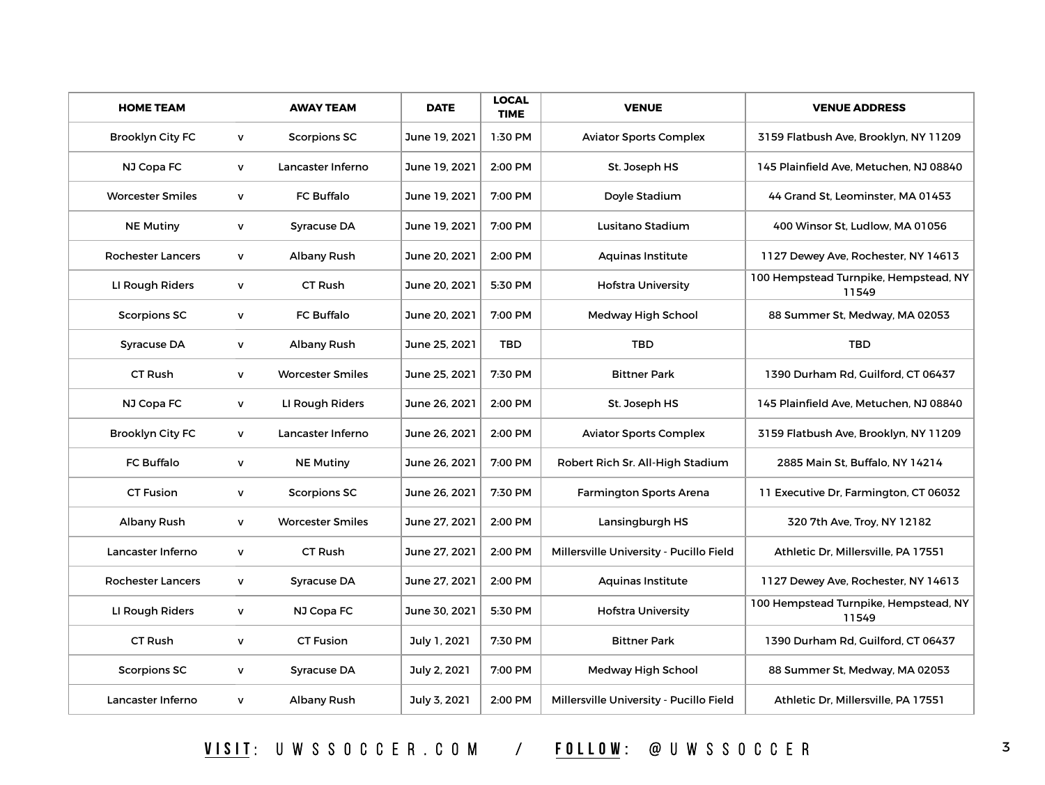| HOME TEAM | | AWAY TEAM | DATE | LOCAL TIME | VENUE | VENUE ADDRESS |
|---|---|---|---|---|---|---|
| Brooklyn City FC | v | Scorpions SC | June 19, 2021 | 1:30 PM | Aviator Sports Complex | 3159 Flatbush Ave, Brooklyn, NY 11209 |
| NJ Copa FC | v | Lancaster Inferno | June 19, 2021 | 2:00 PM | St. Joseph HS | 145 Plainfield Ave, Metuchen, NJ 08840 |
| Worcester Smiles | v | FC Buffalo | June 19, 2021 | 7:00 PM | Doyle Stadium | 44 Grand St, Leominster, MA 01453 |
| NE Mutiny | v | Syracuse DA | June 19, 2021 | 7:00 PM | Lusitano Stadium | 400 Winsor St, Ludlow, MA 01056 |
| Rochester Lancers | v | Albany Rush | June 20, 2021 | 2:00 PM | Aquinas Institute | 1127 Dewey Ave, Rochester, NY 14613 |
| LI Rough Riders | v | CT Rush | June 20, 2021 | 5:30 PM | Hofstra University | 100 Hempstead Turnpike, Hempstead, NY 11549 |
| Scorpions SC | v | FC Buffalo | June 20, 2021 | 7:00 PM | Medway High School | 88 Summer St, Medway, MA 02053 |
| Syracuse DA | v | Albany Rush | June 25, 2021 | TBD | TBD | TBD |
| CT Rush | v | Worcester Smiles | June 25, 2021 | 7:30 PM | Bittner Park | 1390 Durham Rd, Guilford, CT 06437 |
| NJ Copa FC | v | LI Rough Riders | June 26, 2021 | 2:00 PM | St. Joseph HS | 145 Plainfield Ave, Metuchen, NJ 08840 |
| Brooklyn City FC | v | Lancaster Inferno | June 26, 2021 | 2:00 PM | Aviator Sports Complex | 3159 Flatbush Ave, Brooklyn, NY 11209 |
| FC Buffalo | v | NE Mutiny | June 26, 2021 | 7:00 PM | Robert Rich Sr. All-High Stadium | 2885 Main St, Buffalo, NY 14214 |
| CT Fusion | v | Scorpions SC | June 26, 2021 | 7:30 PM | Farmington Sports Arena | 11 Executive Dr, Farmington, CT 06032 |
| Albany Rush | v | Worcester Smiles | June 27, 2021 | 2:00 PM | Lansingburgh HS | 320 7th Ave, Troy, NY 12182 |
| Lancaster Inferno | v | CT Rush | June 27, 2021 | 2:00 PM | Millersville University - Pucillo Field | Athletic Dr, Millersville, PA 17551 |
| Rochester Lancers | v | Syracuse DA | June 27, 2021 | 2:00 PM | Aquinas Institute | 1127 Dewey Ave, Rochester, NY 14613 |
| LI Rough Riders | v | NJ Copa FC | June 30, 2021 | 5:30 PM | Hofstra University | 100 Hempstead Turnpike, Hempstead, NY 11549 |
| CT Rush | v | CT Fusion | July 1, 2021 | 7:30 PM | Bittner Park | 1390 Durham Rd, Guilford, CT 06437 |
| Scorpions SC | v | Syracuse DA | July 2, 2021 | 7:00 PM | Medway High School | 88 Summer St, Medway, MA 02053 |
| Lancaster Inferno | v | Albany Rush | July 3, 2021 | 2:00 PM | Millersville University - Pucillo Field | Athletic Dr, Millersville, PA 17551 |

**VISIT**: UWSSOCCER.COM / **FOLLOW**: @UWSSOCCER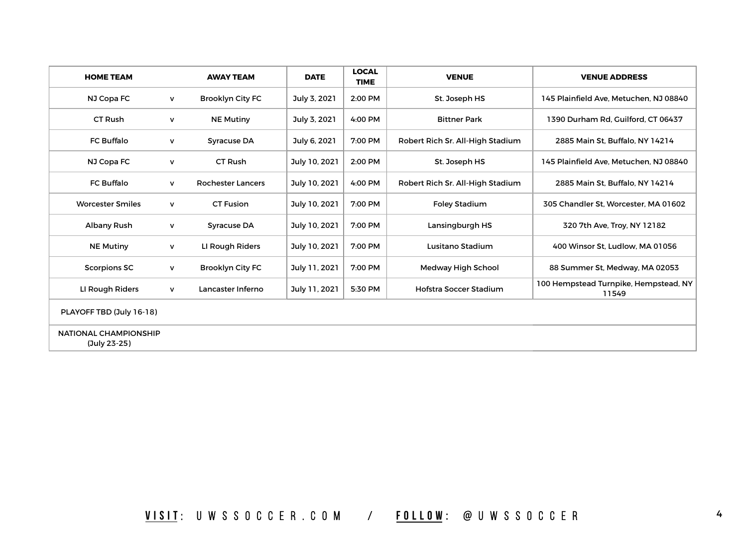| HOME TEAM | | AWAY TEAM | DATE | LOCAL TIME | VENUE | VENUE ADDRESS |
|---|---|---|---|---|---|---|
| NJ Copa FC | v | Brooklyn City FC | July 3, 2021 | 2:00 PM | St. Joseph HS | 145 Plainfield Ave, Metuchen, NJ 08840 |
| CT Rush | v | NE Mutiny | July 3, 2021 | 4:00 PM | Bittner Park | 1390 Durham Rd, Guilford, CT 06437 |
| FC Buffalo | v | Syracuse DA | July 6, 2021 | 7:00 PM | Robert Rich Sr. All-High Stadium | 2885 Main St, Buffalo, NY 14214 |
| NJ Copa FC | v | CT Rush | July 10, 2021 | 2:00 PM | St. Joseph HS | 145 Plainfield Ave, Metuchen, NJ 08840 |
| FC Buffalo | v | Rochester Lancers | July 10, 2021 | 4:00 PM | Robert Rich Sr. All-High Stadium | 2885 Main St, Buffalo, NY 14214 |
| Worcester Smiles | v | CT Fusion | July 10, 2021 | 7:00 PM | Foley Stadium | 305 Chandler St, Worcester, MA 01602 |
| Albany Rush | v | Syracuse DA | July 10, 2021 | 7:00 PM | Lansingburgh HS | 320 7th Ave, Troy, NY 12182 |
| NE Mutiny | v | LI Rough Riders | July 10, 2021 | 7:00 PM | Lusitano Stadium | 400 Winsor St, Ludlow, MA 01056 |
| Scorpions SC | v | Brooklyn City FC | July 11, 2021 | 7:00 PM | Medway High School | 88 Summer St, Medway, MA 02053 |
| LI Rough Riders | v | Lancaster Inferno | July 11, 2021 | 5:30 PM | Hofstra Soccer Stadium | 100 Hempstead Turnpike, Hempstead, NY 11549 |
| PLAYOFF TBD (July 16-18) | | | | | | |
| NATIONAL CHAMPIONSHIP (July 23-25) | | | | | | |

**VISIT**: UWSSOCCER.COM / **FOLLOW**: @UWSSOCCER